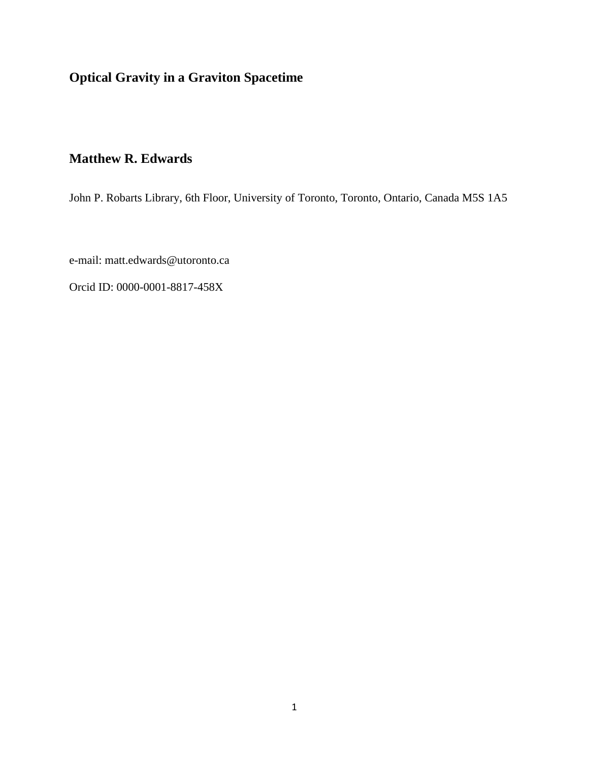# Optical Gravity in a Graviton Spacetime

## Matthew R. Edwards

John P. Robarts Library, 6th Floor, University of Toronto, Toronto, Ontario, Canada M5S 1A5

e-mail: matt.edwards@utoronto.ca

Orcid ID: 0000-0001-8817-458X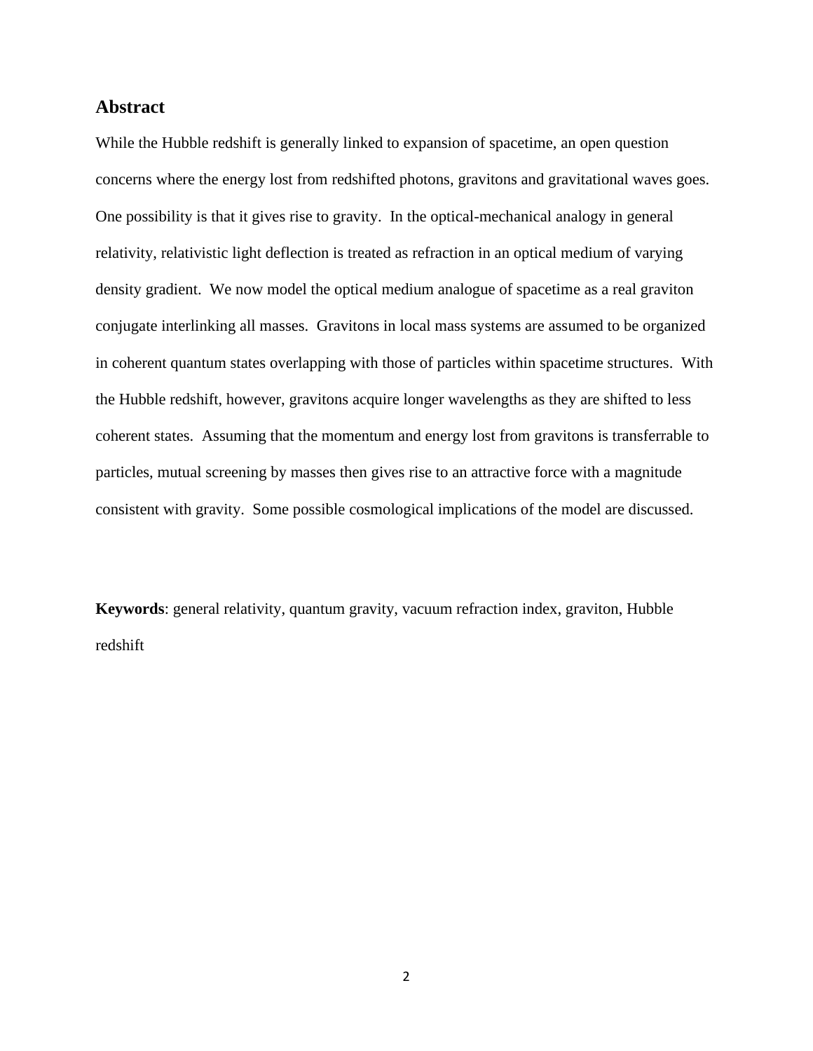## Abstract

While the Hubble redshift is generally linked to expansion of spacetime, an open question concerns where the energy lost from redshifted photons, gravitons and gravitational waves goes. One possibility is that it gives rise to gravity. In the optical-mechanical analogy in general relativity, relativistic light deflection is treated as refraction in an optical medium of varying density gradient. We now model the optical medium analogue of spacetime as a real graviton conjugate interlinking all masses. Gravitons in local mass systems are assumed to be organized in coherent quantum states overlapping with those of particles within spacetime structures. With the Hubble redshift, however, gravitons acquire longer wavelengths as they are shifted to less coherent states. Assuming that the momentum and energy lost from gravitons is transferrable to particles, mutual screening by masses then gives rise to an attractive force with a magnitude consistent with gravity. Some possible cosmological implications of the model are discussed.

**Keywords**: general relativity, quantum gravity, vacuum refraction index, graviton, Hubble redshift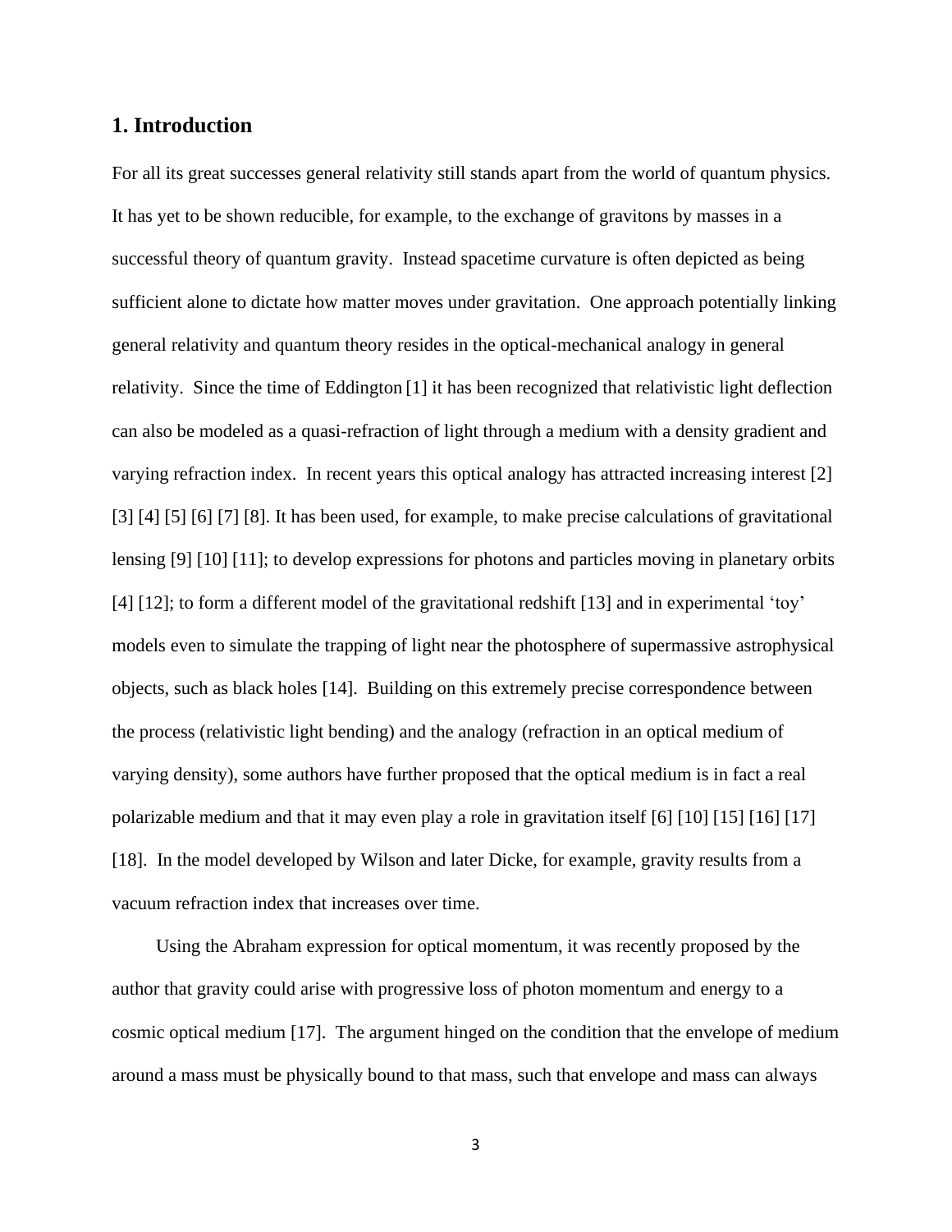## 1. Introduction

For all its great successes general relativity still stands apart from the world of quantum physics. It has yet to be shown reducible, for example, to the exchange of gravitons by masses in a successful theory of quantum gravity. Instead spacetime curvature is often depicted as being sufficient alone to dictate how matter moves under gravitation. One approach potentially linking general relativity and quantum theory resides in the optical-mechanical analogy in general relativity. Since the time of Eddington [1] it has been recognized that relativistic light deflection can also be modeled as a quasi-refraction of light through a medium with a density gradient and varying refraction index. In recent years this optical analogy has attracted increasing interest [2] [3] [4] [5] [6] [7] [8]. It has been used, for example, to make precise calculations of gravitational lensing [9] [10] [11]; to develop expressions for photons and particles moving in planetary orbits [4] [12]; to form a different model of the gravitational redshift [13] and in experimental 'toy' models even to simulate the trapping of light near the photosphere of supermassive astrophysical objects, such as black holes [14]. Building on this extremely precise correspondence between the process (relativistic light bending) and the analogy (refraction in an optical medium of varying density), some authors have further proposed that the optical medium is in fact a real polarizable medium and that it may even play a role in gravitation itself [6] [10] [15] [16] [17] [18]. In the model developed by Wilson and later Dicke, for example, gravity results from a vacuum refraction index that increases over time.

Using the Abraham expression for optical momentum, it was recently proposed by the author that gravity could arise with progressive loss of photon momentum and energy to a cosmic optical medium [17]. The argument hinged on the condition that the envelope of medium around a mass must be physically bound to that mass, such that envelope and mass can always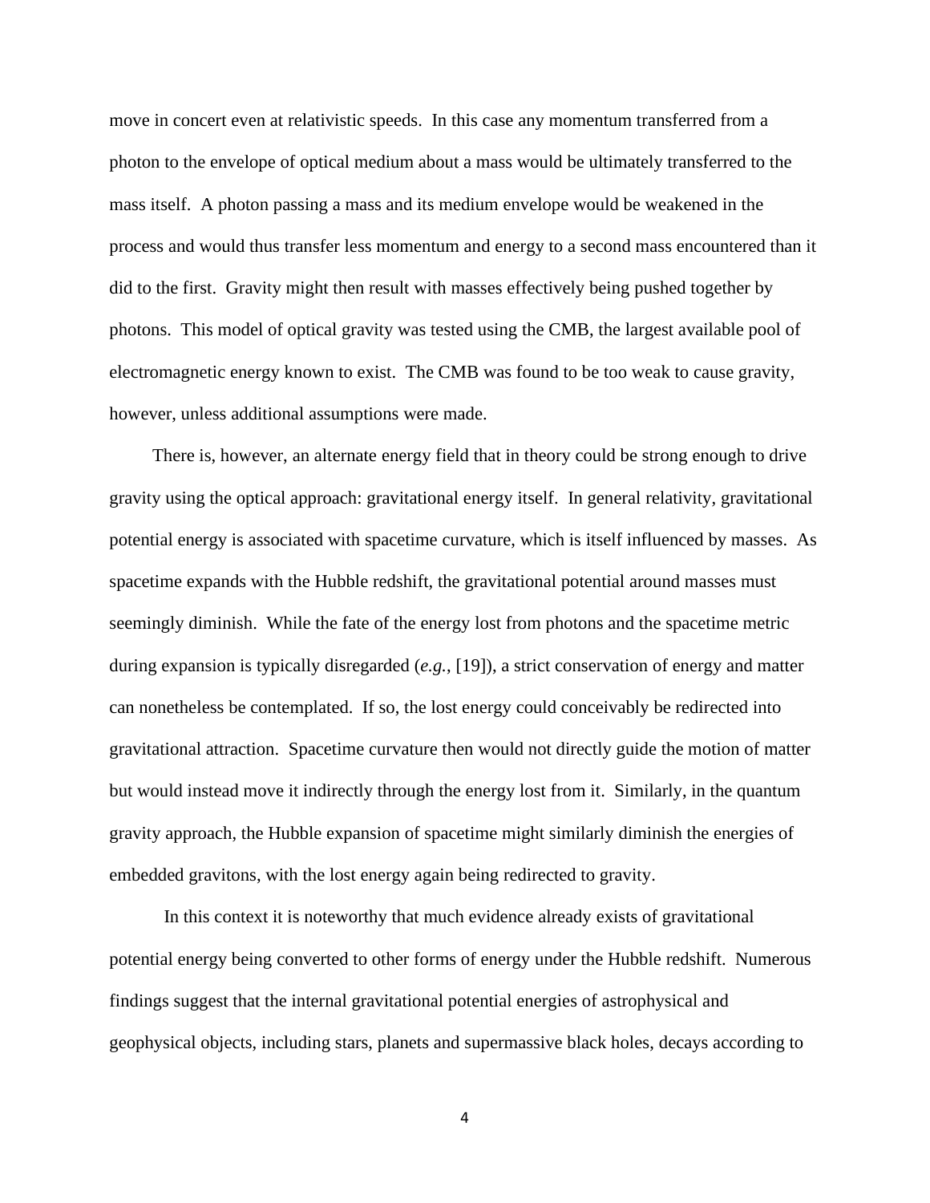move in concert even at relativistic speeds. In this case any momentum transferred from a photon to the envelope of optical medium about a mass would be ultimately transferred to the mass itself. A photon passing a mass and its medium envelope would be weakened in the process and would thus transfer less momentum and energy to a second mass encountered than it did to the first. Gravity might then result with masses effectively being pushed together by photons. This model of optical gravity was tested using the CMB, the largest available pool of electromagnetic energy known to exist. The CMB was found to be too weak to cause gravity, however, unless additional assumptions were made.

There is, however, an alternate energy field that in theory could be strong enough to drive gravity using the optical approach: gravitational energy itself. In general relativity, gravitational potential energy is associated with spacetime curvature, which is itself influenced by masses. As spacetime expands with the Hubble redshift, the gravitational potential around masses must seemingly diminish. While the fate of the energy lost from photons and the spacetime metric during expansion is typically disregarded (*e.g.*, [19]), a strict conservation of energy and matter can nonetheless be contemplated. If so, the lost energy could conceivably be redirected into gravitational attraction. Spacetime curvature then would not directly guide the motion of matter but would instead move it indirectly through the energy lost from it. Similarly, in the quantum gravity approach, the Hubble expansion of spacetime might similarly diminish the energies of embedded gravitons, with the lost energy again being redirected to gravity.

In this context it is noteworthy that much evidence already exists of gravitational potential energy being converted to other forms of energy under the Hubble redshift. Numerous findings suggest that the internal gravitational potential energies of astrophysical and geophysical objects, including stars, planets and supermassive black holes, decays according to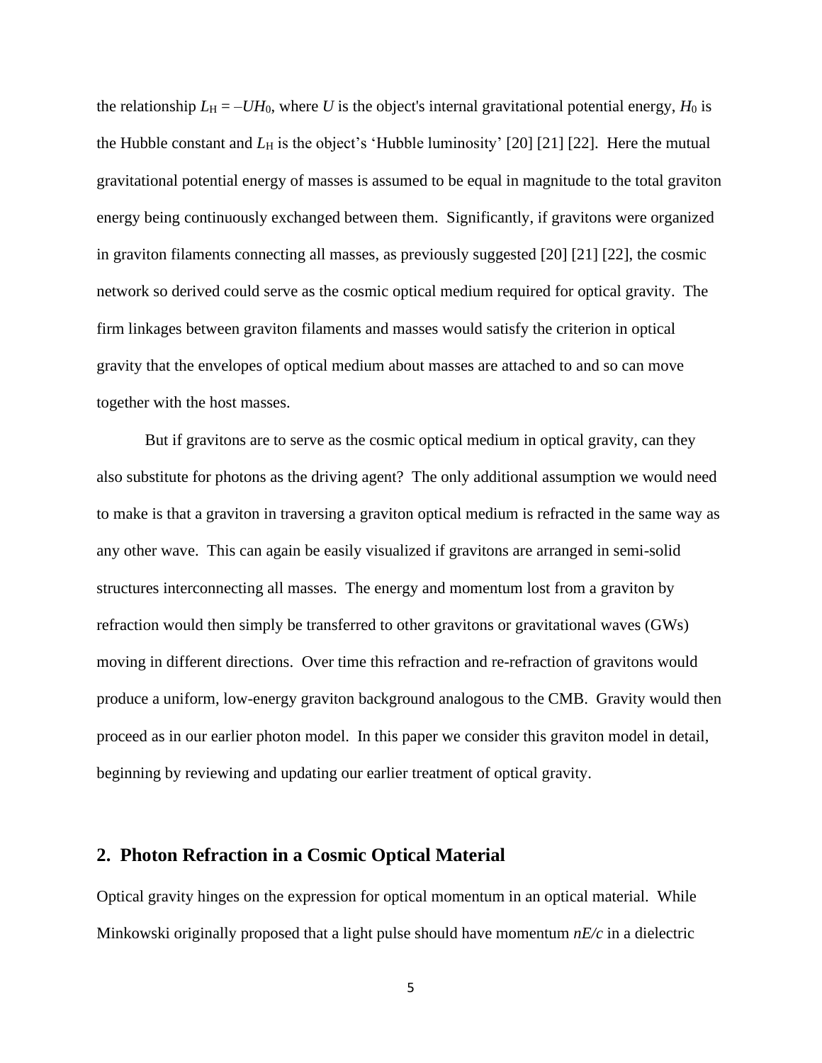the relationship $L_H = -UH_0$, where $U$ is the object's internal gravitational potential energy, $H_0$ is the Hubble constant and $L_H$ is the object's 'Hubble luminosity' [20] [21] [22]. Here the mutual gravitational potential energy of masses is assumed to be equal in magnitude to the total graviton energy being continuously exchanged between them. Significantly, if gravitons were organized in graviton filaments connecting all masses, as previously suggested [20] [21] [22], the cosmic network so derived could serve as the cosmic optical medium required for optical gravity. The firm linkages between graviton filaments and masses would satisfy the criterion in optical gravity that the envelopes of optical medium about masses are attached to and so can move together with the host masses.

But if gravitons are to serve as the cosmic optical medium in optical gravity, can they also substitute for photons as the driving agent? The only additional assumption we would need to make is that a graviton in traversing a graviton optical medium is refracted in the same way as any other wave. This can again be easily visualized if gravitons are arranged in semi-solid structures interconnecting all masses. The energy and momentum lost from a graviton by refraction would then simply be transferred to other gravitons or gravitational waves (GWs) moving in different directions. Over time this refraction and re-refraction of gravitons would produce a uniform, low-energy graviton background analogous to the CMB. Gravity would then proceed as in our earlier photon model. In this paper we consider this graviton model in detail, beginning by reviewing and updating our earlier treatment of optical gravity.

## 2. Photon Refraction in a Cosmic Optical Material

Optical gravity hinges on the expression for optical momentum in an optical material. While Minkowski originally proposed that a light pulse should have momentum $nE/c$ in a dielectric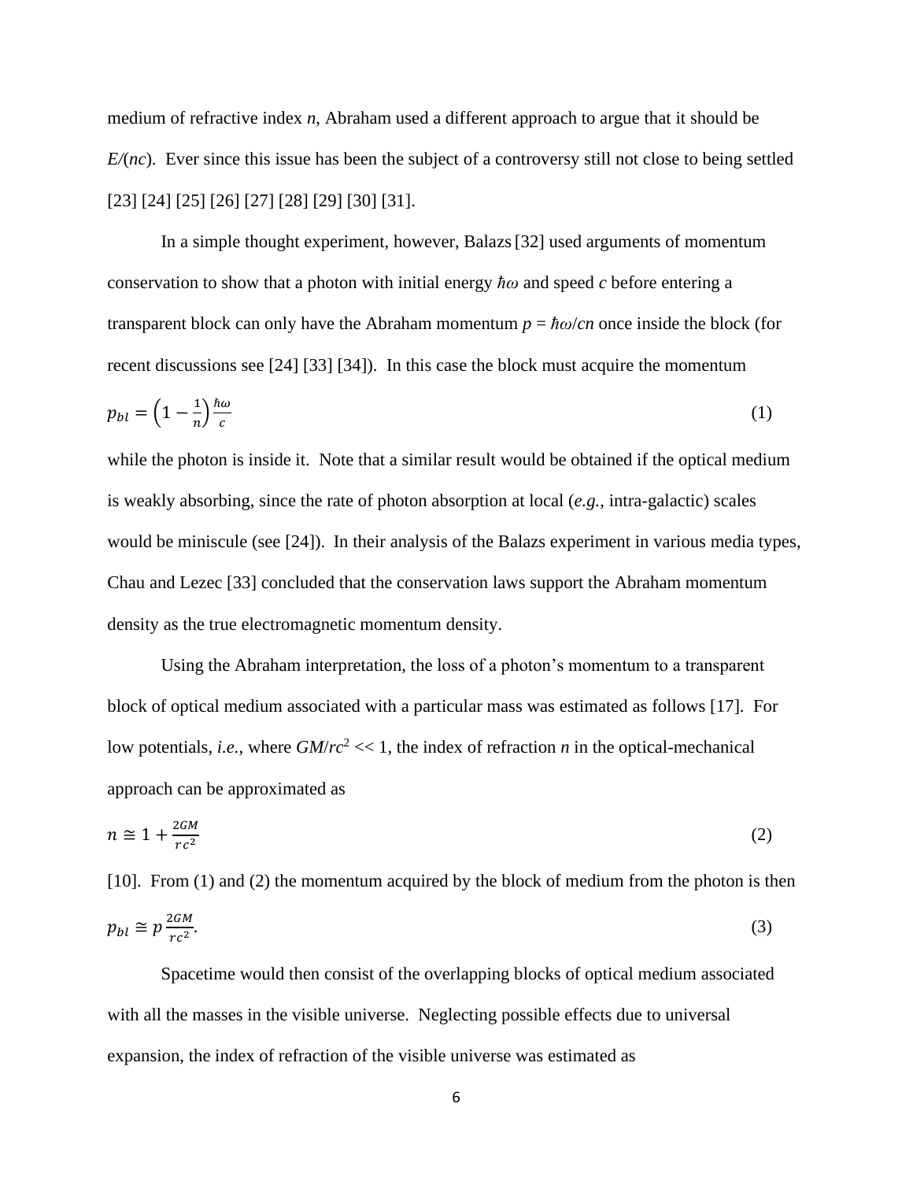medium of refractive index $n$, Abraham used a different approach to argue that it should be $E/(nc)$. Ever since this issue has been the subject of a controversy still not close to being settled [23] [24] [25] [26] [27] [28] [29] [30] [31].

In a simple thought experiment, however, Balazs [32] used arguments of momentum conservation to show that a photon with initial energy $\hbar\omega$ and speed $c$ before entering a transparent block can only have the Abraham momentum $p = \hbar\omega/cn$ once inside the block (for recent discussions see [24] [33] [34]). In this case the block must acquire the momentum

$$p_{bl} = \left(1 - \frac{1}{n}\right)\frac{\hbar\omega}{c} \tag{1}$$

while the photon is inside it. Note that a similar result would be obtained if the optical medium is weakly absorbing, since the rate of photon absorption at local (*e.g.*, intra-galactic) scales would be miniscule (see [24]). In their analysis of the Balazs experiment in various media types, Chau and Lezec [33] concluded that the conservation laws support the Abraham momentum density as the true electromagnetic momentum density.

Using the Abraham interpretation, the loss of a photon's momentum to a transparent block of optical medium associated with a particular mass was estimated as follows [17]. For low potentials, *i.e.*, where $GM/rc^2 << 1$, the index of refraction $n$ in the optical-mechanical approach can be approximated as

$$n \cong 1 + \frac{2GM}{rc^2} \tag{2}$$

[10]. From (1) and (2) the momentum acquired by the block of medium from the photon is then

$$p_{bl} \cong p\,\frac{2GM}{rc^2}. \tag{3}$$

Spacetime would then consist of the overlapping blocks of optical medium associated with all the masses in the visible universe. Neglecting possible effects due to universal expansion, the index of refraction of the visible universe was estimated as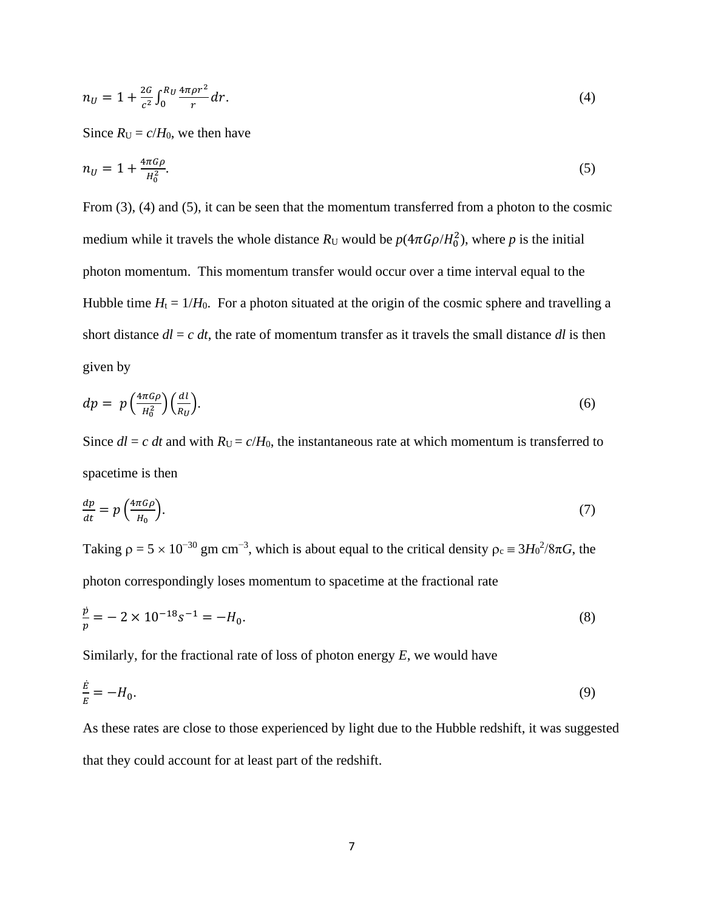$$n_U = 1 + \frac{2G}{c^2}\int_0^{R_U} \frac{4\pi\rho r^2}{r}\,dr. \tag{4}$$

Since $R_U = c/H_0$, we then have

$$n_U = 1 + \frac{4\pi G\rho}{H_0^2}. \tag{5}$$

From (3), (4) and (5), it can be seen that the momentum transferred from a photon to the cosmic medium while it travels the whole distance $R_U$ would be $p(4\pi G\rho/H_0^2)$, where $p$ is the initial photon momentum. This momentum transfer would occur over a time interval equal to the Hubble time $H_t = 1/H_0$. For a photon situated at the origin of the cosmic sphere and travelling a short distance $dl = c\ dt$, the rate of momentum transfer as it travels the small distance $dl$ is then given by

$$dp = p\left(\frac{4\pi G\rho}{H_0^2}\right)\left(\frac{dl}{R_U}\right). \tag{6}$$

Since $dl = c\ dt$ and with $R_U = c/H_0$, the instantaneous rate at which momentum is transferred to spacetime is then

$$\frac{dp}{dt} = p\left(\frac{4\pi G\rho}{H_0}\right). \tag{7}$$

Taking $\rho = 5 \times 10^{-30}$ gm cm$^{-3}$, which is about equal to the critical density $\rho_c \equiv 3H_0^2/8\pi G$, the photon correspondingly loses momentum to spacetime at the fractional rate

$$\frac{\dot{p}}{p} = -\,2 \times 10^{-18} s^{-1} = -H_0. \tag{8}$$

Similarly, for the fractional rate of loss of photon energy $E$, we would have

$$\frac{\dot{E}}{E} = -H_0. \tag{9}$$

As these rates are close to those experienced by light due to the Hubble redshift, it was suggested that they could account for at least part of the redshift.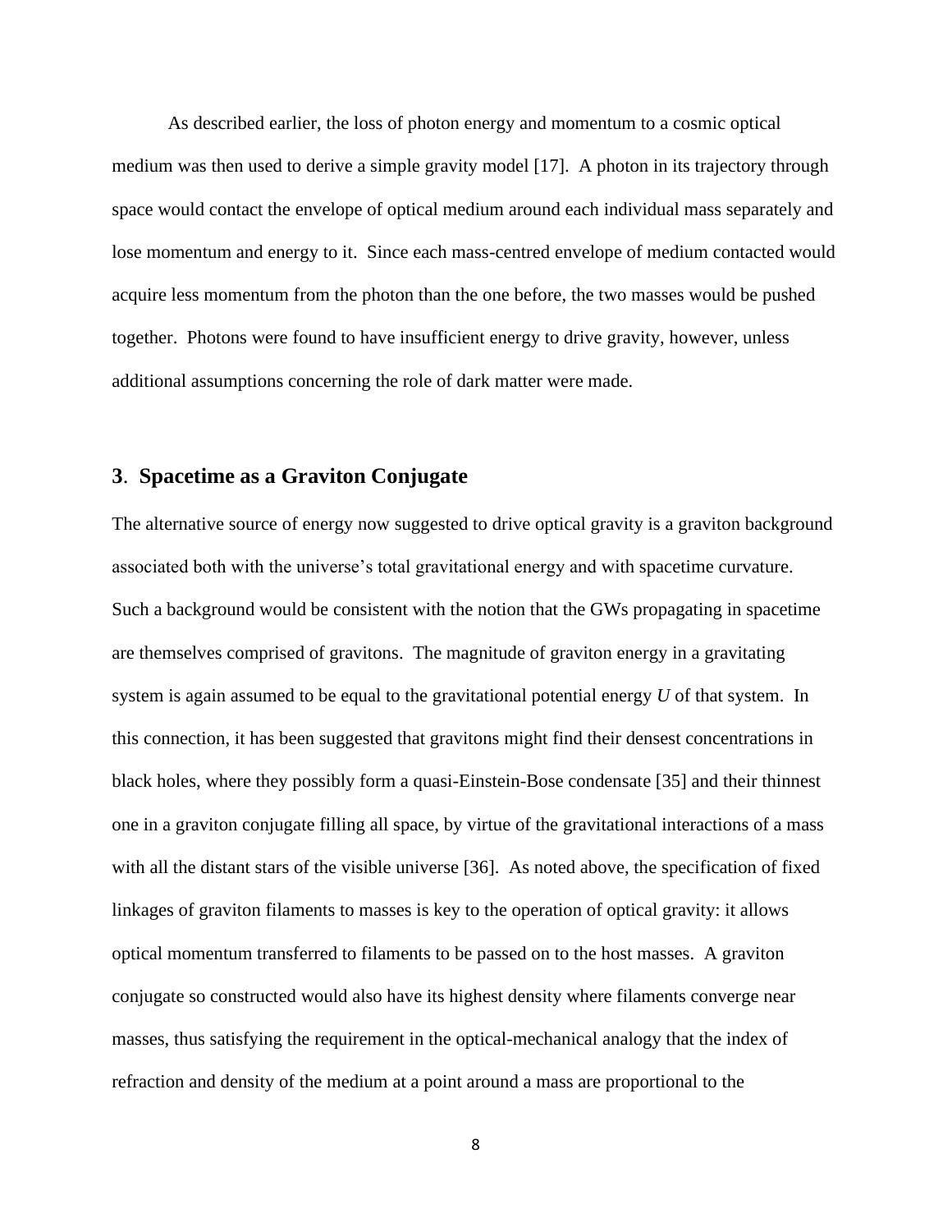As described earlier, the loss of photon energy and momentum to a cosmic optical medium was then used to derive a simple gravity model [17]. A photon in its trajectory through space would contact the envelope of optical medium around each individual mass separately and lose momentum and energy to it. Since each mass-centred envelope of medium contacted would acquire less momentum from the photon than the one before, the two masses would be pushed together. Photons were found to have insufficient energy to drive gravity, however, unless additional assumptions concerning the role of dark matter were made.

## 3. Spacetime as a Graviton Conjugate

The alternative source of energy now suggested to drive optical gravity is a graviton background associated both with the universe's total gravitational energy and with spacetime curvature. Such a background would be consistent with the notion that the GWs propagating in spacetime are themselves comprised of gravitons. The magnitude of graviton energy in a gravitating system is again assumed to be equal to the gravitational potential energy $U$ of that system. In this connection, it has been suggested that gravitons might find their densest concentrations in black holes, where they possibly form a quasi-Einstein-Bose condensate [35] and their thinnest one in a graviton conjugate filling all space, by virtue of the gravitational interactions of a mass with all the distant stars of the visible universe [36]. As noted above, the specification of fixed linkages of graviton filaments to masses is key to the operation of optical gravity: it allows optical momentum transferred to filaments to be passed on to the host masses. A graviton conjugate so constructed would also have its highest density where filaments converge near masses, thus satisfying the requirement in the optical-mechanical analogy that the index of refraction and density of the medium at a point around a mass are proportional to the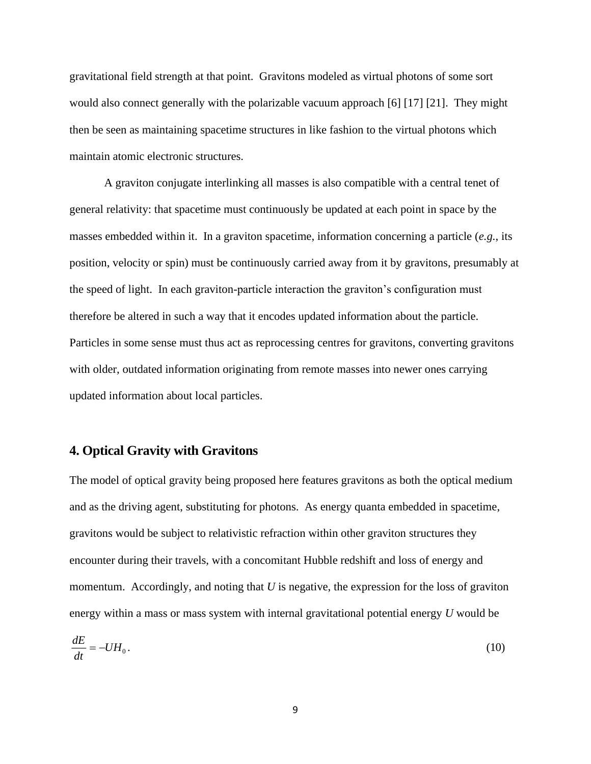gravitational field strength at that point. Gravitons modeled as virtual photons of some sort would also connect generally with the polarizable vacuum approach [6] [17] [21]. They might then be seen as maintaining spacetime structures in like fashion to the virtual photons which maintain atomic electronic structures.

A graviton conjugate interlinking all masses is also compatible with a central tenet of general relativity: that spacetime must continuously be updated at each point in space by the masses embedded within it. In a graviton spacetime, information concerning a particle (*e.g.*, its position, velocity or spin) must be continuously carried away from it by gravitons, presumably at the speed of light. In each graviton-particle interaction the graviton's configuration must therefore be altered in such a way that it encodes updated information about the particle. Particles in some sense must thus act as reprocessing centres for gravitons, converting gravitons with older, outdated information originating from remote masses into newer ones carrying updated information about local particles.

## 4. Optical Gravity with Gravitons

The model of optical gravity being proposed here features gravitons as both the optical medium and as the driving agent, substituting for photons. As energy quanta embedded in spacetime, gravitons would be subject to relativistic refraction within other graviton structures they encounter during their travels, with a concomitant Hubble redshift and loss of energy and momentum. Accordingly, and noting that $U$ is negative, the expression for the loss of graviton energy within a mass or mass system with internal gravitational potential energy $U$ would be

$$\frac{dE}{dt} = -UH_0 . \tag{10}$$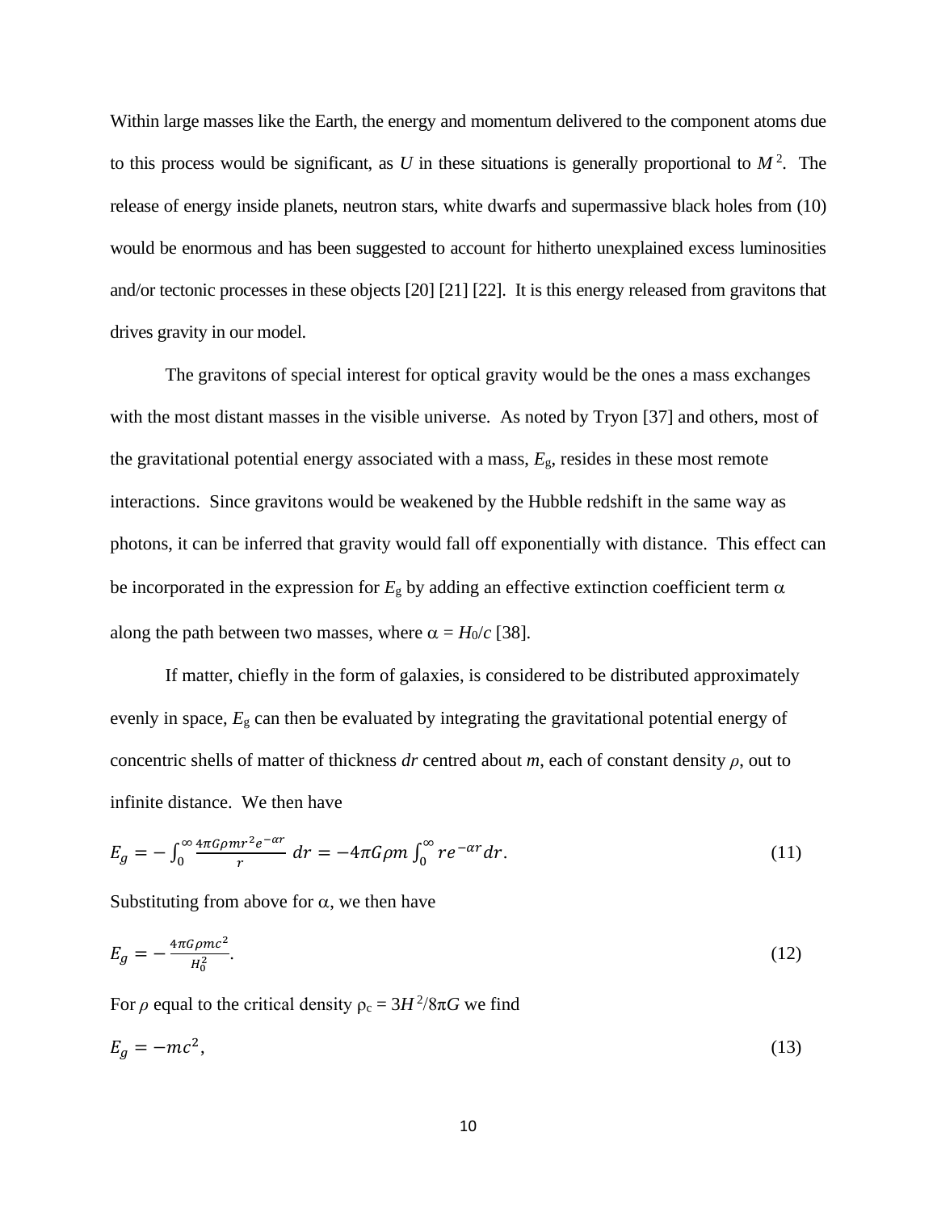Within large masses like the Earth, the energy and momentum delivered to the component atoms due to this process would be significant, as $U$ in these situations is generally proportional to $M^2$. The release of energy inside planets, neutron stars, white dwarfs and supermassive black holes from (10) would be enormous and has been suggested to account for hitherto unexplained excess luminosities and/or tectonic processes in these objects [20] [21] [22]. It is this energy released from gravitons that drives gravity in our model.

The gravitons of special interest for optical gravity would be the ones a mass exchanges with the most distant masses in the visible universe. As noted by Tryon [37] and others, most of the gravitational potential energy associated with a mass, $E_g$, resides in these most remote interactions. Since gravitons would be weakened by the Hubble redshift in the same way as photons, it can be inferred that gravity would fall off exponentially with distance. This effect can be incorporated in the expression for $E_g$ by adding an effective extinction coefficient term $\alpha$ along the path between two masses, where $\alpha = H_0/c$ [38].

If matter, chiefly in the form of galaxies, is considered to be distributed approximately evenly in space, $E_g$ can then be evaluated by integrating the gravitational potential energy of concentric shells of matter of thickness $dr$ centred about $m$, each of constant density $\rho$, out to infinite distance. We then have

$$E_g = -\int_0^\infty \frac{4\pi G\rho m r^2 e^{-\alpha r}}{r}\, dr = -4\pi G\rho m \int_0^\infty r e^{-\alpha r} dr. \tag{11}$$

Substituting from above for $\alpha$, we then have

$$E_g = -\frac{4\pi G\rho m c^2}{H_0^2}. \tag{12}$$

For $\rho$ equal to the critical density $\rho_c = 3H^2/8\pi G$ we find

$$E_g = -mc^2, \tag{13}$$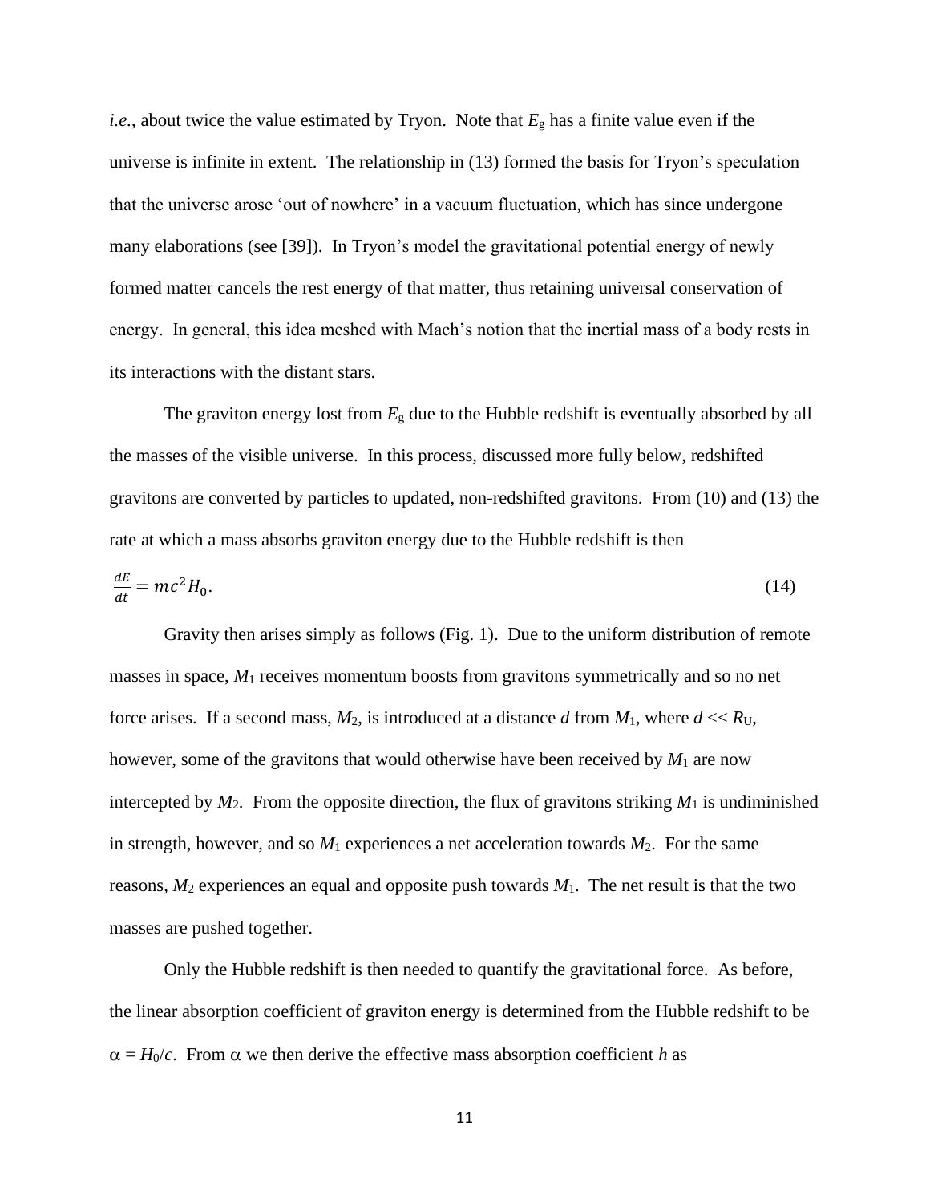*i.e.*, about twice the value estimated by Tryon. Note that $E_g$ has a finite value even if the universe is infinite in extent. The relationship in (13) formed the basis for Tryon's speculation that the universe arose 'out of nowhere' in a vacuum fluctuation, which has since undergone many elaborations (see [39]). In Tryon's model the gravitational potential energy of newly formed matter cancels the rest energy of that matter, thus retaining universal conservation of energy. In general, this idea meshed with Mach's notion that the inertial mass of a body rests in its interactions with the distant stars.

The graviton energy lost from $E_g$ due to the Hubble redshift is eventually absorbed by all the masses of the visible universe. In this process, discussed more fully below, redshifted gravitons are converted by particles to updated, non-redshifted gravitons. From (10) and (13) the rate at which a mass absorbs graviton energy due to the Hubble redshift is then

$$\frac{dE}{dt} = mc^2 H_0. \tag{14}$$

Gravity then arises simply as follows (Fig. 1). Due to the uniform distribution of remote masses in space, $M_1$ receives momentum boosts from gravitons symmetrically and so no net force arises. If a second mass, $M_2$, is introduced at a distance $d$ from $M_1$, where $d << R_U$, however, some of the gravitons that would otherwise have been received by $M_1$ are now intercepted by $M_2$. From the opposite direction, the flux of gravitons striking $M_1$ is undiminished in strength, however, and so $M_1$ experiences a net acceleration towards $M_2$. For the same reasons, $M_2$ experiences an equal and opposite push towards $M_1$. The net result is that the two masses are pushed together.

Only the Hubble redshift is then needed to quantify the gravitational force. As before, the linear absorption coefficient of graviton energy is determined from the Hubble redshift to be $\alpha = H_0/c$. From $\alpha$ we then derive the effective mass absorption coefficient $h$ as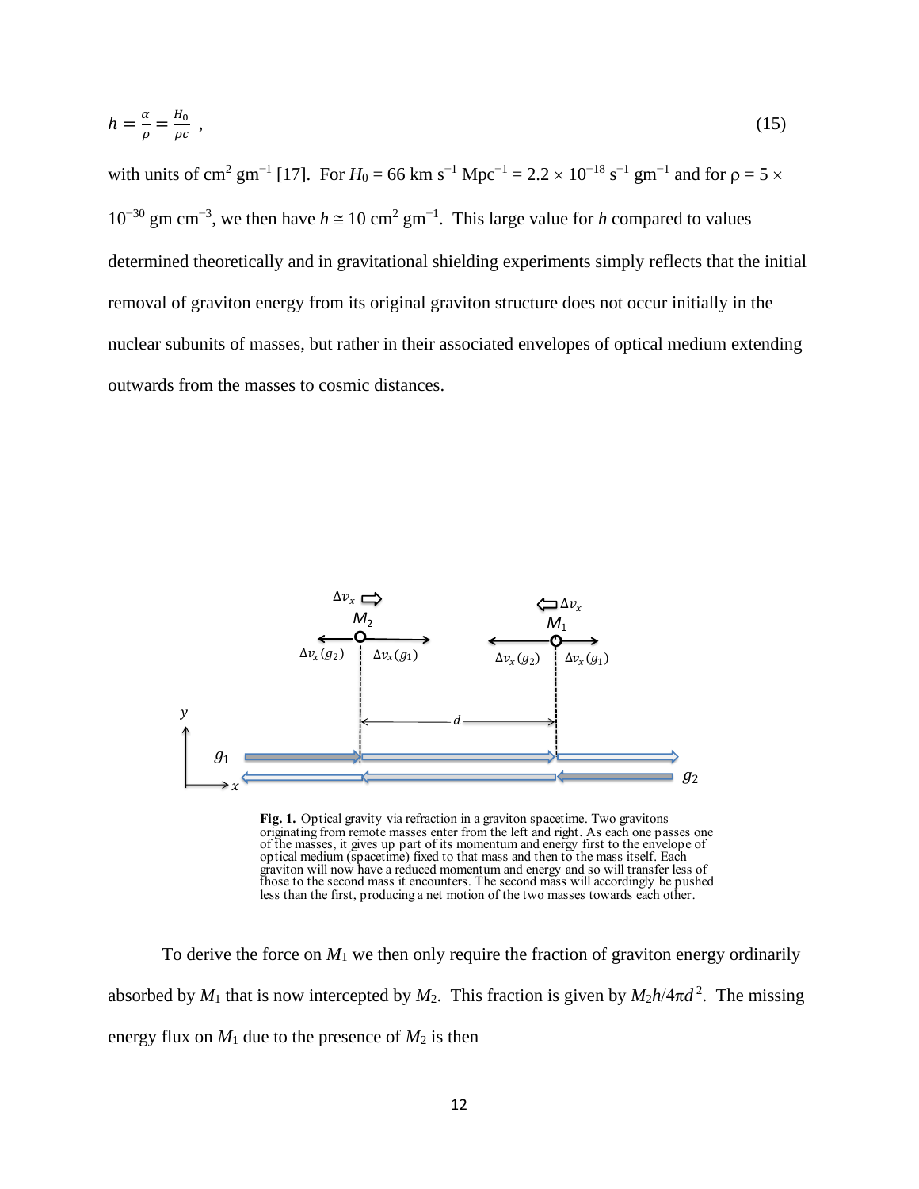$$h = \frac{\alpha}{\rho} = \frac{H_0}{\rho c} \ , \tag{15}$$

with units of $cm^2\ gm^{-1}$ [17]. For $H_0 = 66$ km $s^{-1}$ $Mpc^{-1} = 2.2 \times 10^{-18}\ s^{-1}\ gm^{-1}$ and for $\rho = 5 \times 10^{-30}$ gm $cm^{-3}$, we then have $h \cong 10\ cm^2\ gm^{-1}$. This large value for $h$ compared to values determined theoretically and in gravitational shielding experiments simply reflects that the initial removal of graviton energy from its original graviton structure does not occur initially in the nuclear subunits of masses, but rather in their associated envelopes of optical medium extending outwards from the masses to cosmic distances.

**Fig. 1.** Optical gravity via refraction in a graviton spacetime. Two gravitons originating from remote masses enter from the left and right. As each one passes one of the masses, it gives up part of its momentum and energy first to the envelope of optical medium (spacetime) fixed to that mass and then to the mass itself. Each graviton will now have a reduced momentum and energy and so will transfer less of those to the second mass it encounters. The second mass will accordingly be pushed less than the first, producing a net motion of the two masses towards each other.

To derive the force on $M_1$ we then only require the fraction of graviton energy ordinarily absorbed by $M_1$ that is now intercepted by $M_2$. This fraction is given by $M_2h/4\pi d^2$. The missing energy flux on $M_1$ due to the presence of $M_2$ is then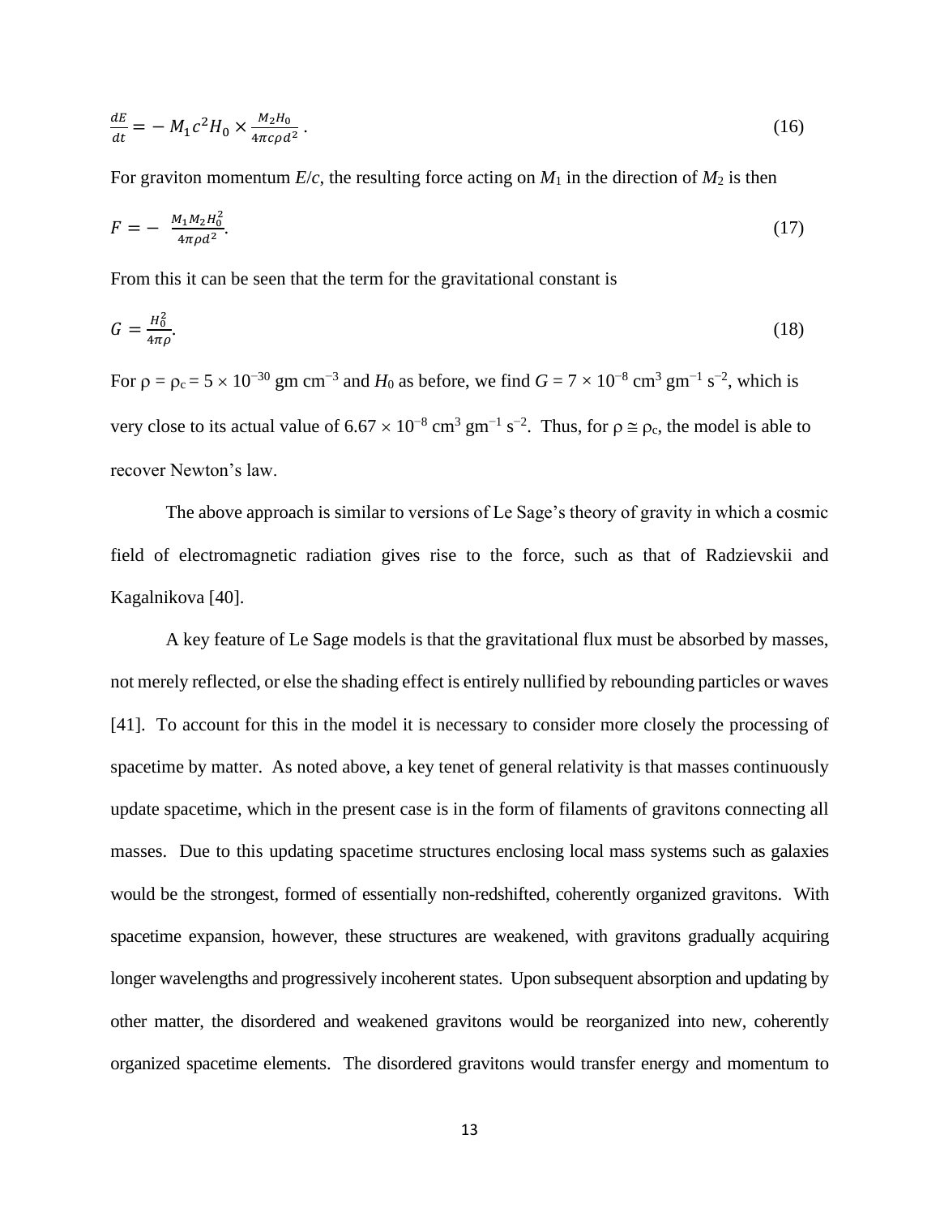$$\frac{dE}{dt} = -\, M_1 c^2 H_0 \times \frac{M_2 H_0}{4\pi c \rho d^2}\,. \tag{16}$$

For graviton momentum $E/c$, the resulting force acting on $M_1$ in the direction of $M_2$ is then

$$F = -\ \frac{M_1 M_2 H_0^2}{4\pi \rho d^2}. \tag{17}$$

From this it can be seen that the term for the gravitational constant is

$$G = \frac{H_0^2}{4\pi\rho}. \tag{18}$$

For $\rho = \rho_c = 5 \times 10^{-30}$ gm cm$^{-3}$ and $H_0$ as before, we find $G = 7 \times 10^{-8}$ cm$^3$ gm$^{-1}$ s$^{-2}$, which is very close to its actual value of $6.67 \times 10^{-8}$ cm$^3$ gm$^{-1}$ s$^{-2}$. Thus, for $\rho \cong \rho_c$, the model is able to recover Newton's law.

The above approach is similar to versions of Le Sage's theory of gravity in which a cosmic field of electromagnetic radiation gives rise to the force, such as that of Radzievskii and Kagalnikova [40].

A key feature of Le Sage models is that the gravitational flux must be absorbed by masses, not merely reflected, or else the shading effect is entirely nullified by rebounding particles or waves [41]. To account for this in the model it is necessary to consider more closely the processing of spacetime by matter. As noted above, a key tenet of general relativity is that masses continuously update spacetime, which in the present case is in the form of filaments of gravitons connecting all masses. Due to this updating spacetime structures enclosing local mass systems such as galaxies would be the strongest, formed of essentially non-redshifted, coherently organized gravitons. With spacetime expansion, however, these structures are weakened, with gravitons gradually acquiring longer wavelengths and progressively incoherent states. Upon subsequent absorption and updating by other matter, the disordered and weakened gravitons would be reorganized into new, coherently organized spacetime elements. The disordered gravitons would transfer energy and momentum to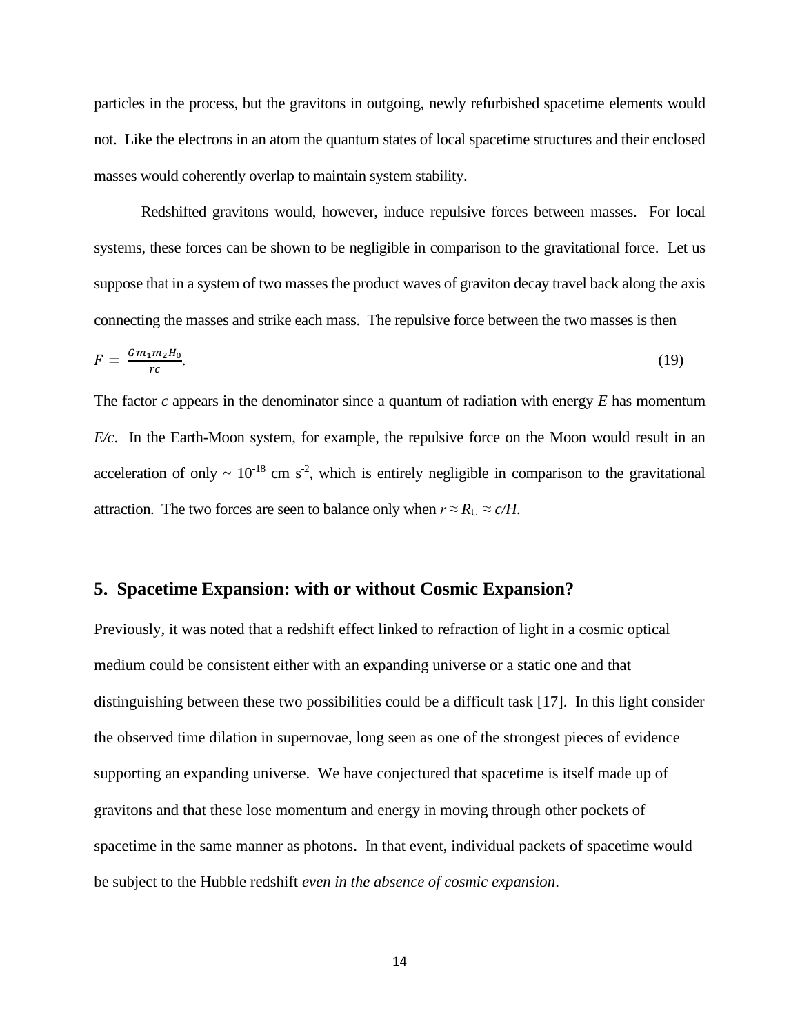particles in the process, but the gravitons in outgoing, newly refurbished spacetime elements would not. Like the electrons in an atom the quantum states of local spacetime structures and their enclosed masses would coherently overlap to maintain system stability.

Redshifted gravitons would, however, induce repulsive forces between masses. For local systems, these forces can be shown to be negligible in comparison to the gravitational force. Let us suppose that in a system of two masses the product waves of graviton decay travel back along the axis connecting the masses and strike each mass. The repulsive force between the two masses is then

$$F = \frac{Gm_1m_2H_0}{rc}. \tag{19}$$

The factor $c$ appears in the denominator since a quantum of radiation with energy $E$ has momentum $E/c$. In the Earth-Moon system, for example, the repulsive force on the Moon would result in an acceleration of only $\sim 10^{-18}$ cm s$^{-2}$, which is entirely negligible in comparison to the gravitational attraction. The two forces are seen to balance only when $r \approx R_U \approx c/H$.

## 5. Spacetime Expansion: with or without Cosmic Expansion?

Previously, it was noted that a redshift effect linked to refraction of light in a cosmic optical medium could be consistent either with an expanding universe or a static one and that distinguishing between these two possibilities could be a difficult task [17]. In this light consider the observed time dilation in supernovae, long seen as one of the strongest pieces of evidence supporting an expanding universe. We have conjectured that spacetime is itself made up of gravitons and that these lose momentum and energy in moving through other pockets of spacetime in the same manner as photons. In that event, individual packets of spacetime would be subject to the Hubble redshift *even in the absence of cosmic expansion*.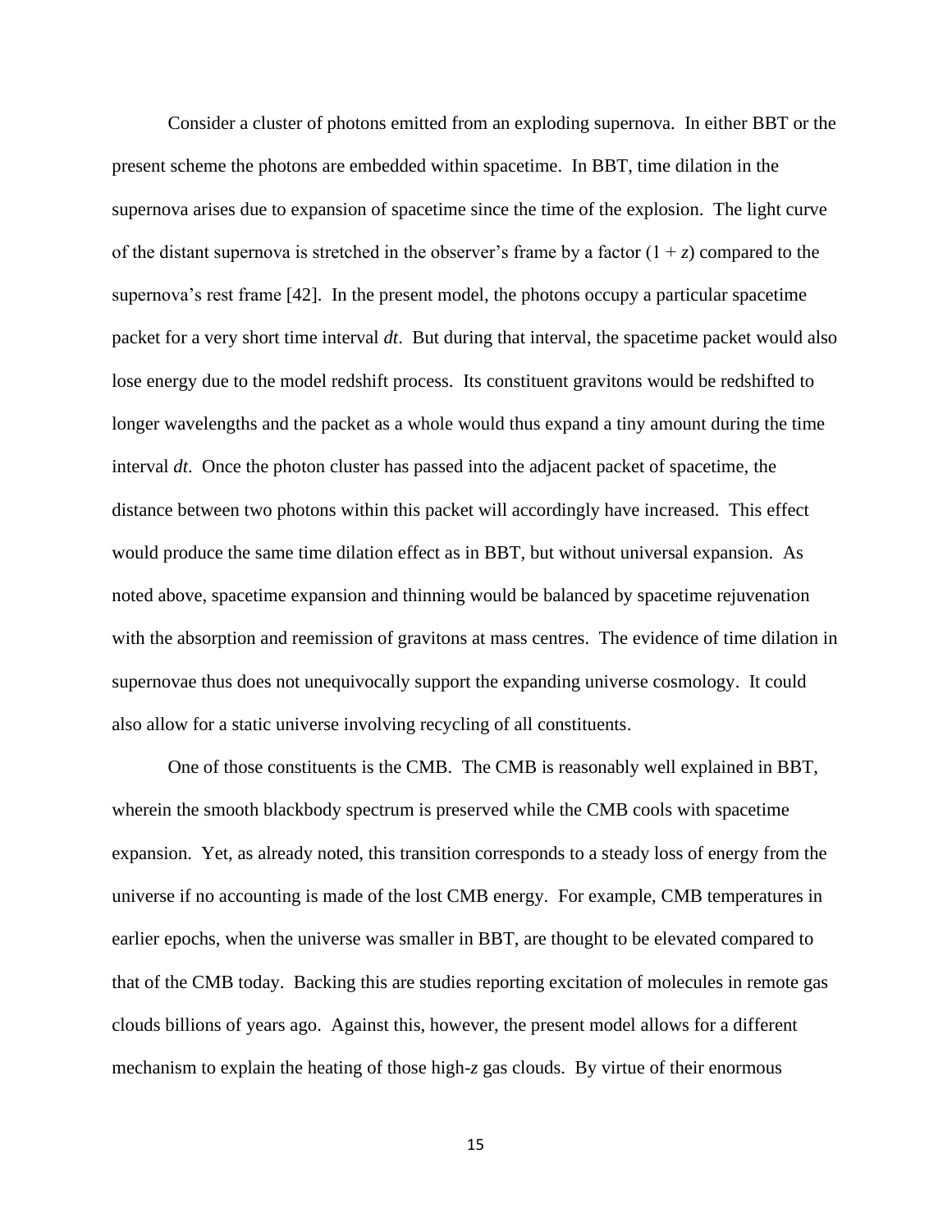Consider a cluster of photons emitted from an exploding supernova. In either BBT or the present scheme the photons are embedded within spacetime. In BBT, time dilation in the supernova arises due to expansion of spacetime since the time of the explosion. The light curve of the distant supernova is stretched in the observer's frame by a factor $(1 + z)$ compared to the supernova's rest frame [42]. In the present model, the photons occupy a particular spacetime packet for a very short time interval $dt$. But during that interval, the spacetime packet would also lose energy due to the model redshift process. Its constituent gravitons would be redshifted to longer wavelengths and the packet as a whole would thus expand a tiny amount during the time interval $dt$. Once the photon cluster has passed into the adjacent packet of spacetime, the distance between two photons within this packet will accordingly have increased. This effect would produce the same time dilation effect as in BBT, but without universal expansion. As noted above, spacetime expansion and thinning would be balanced by spacetime rejuvenation with the absorption and reemission of gravitons at mass centres. The evidence of time dilation in supernovae thus does not unequivocally support the expanding universe cosmology. It could also allow for a static universe involving recycling of all constituents.

One of those constituents is the CMB. The CMB is reasonably well explained in BBT, wherein the smooth blackbody spectrum is preserved while the CMB cools with spacetime expansion. Yet, as already noted, this transition corresponds to a steady loss of energy from the universe if no accounting is made of the lost CMB energy. For example, CMB temperatures in earlier epochs, when the universe was smaller in BBT, are thought to be elevated compared to that of the CMB today. Backing this are studies reporting excitation of molecules in remote gas clouds billions of years ago. Against this, however, the present model allows for a different mechanism to explain the heating of those high-$z$ gas clouds. By virtue of their enormous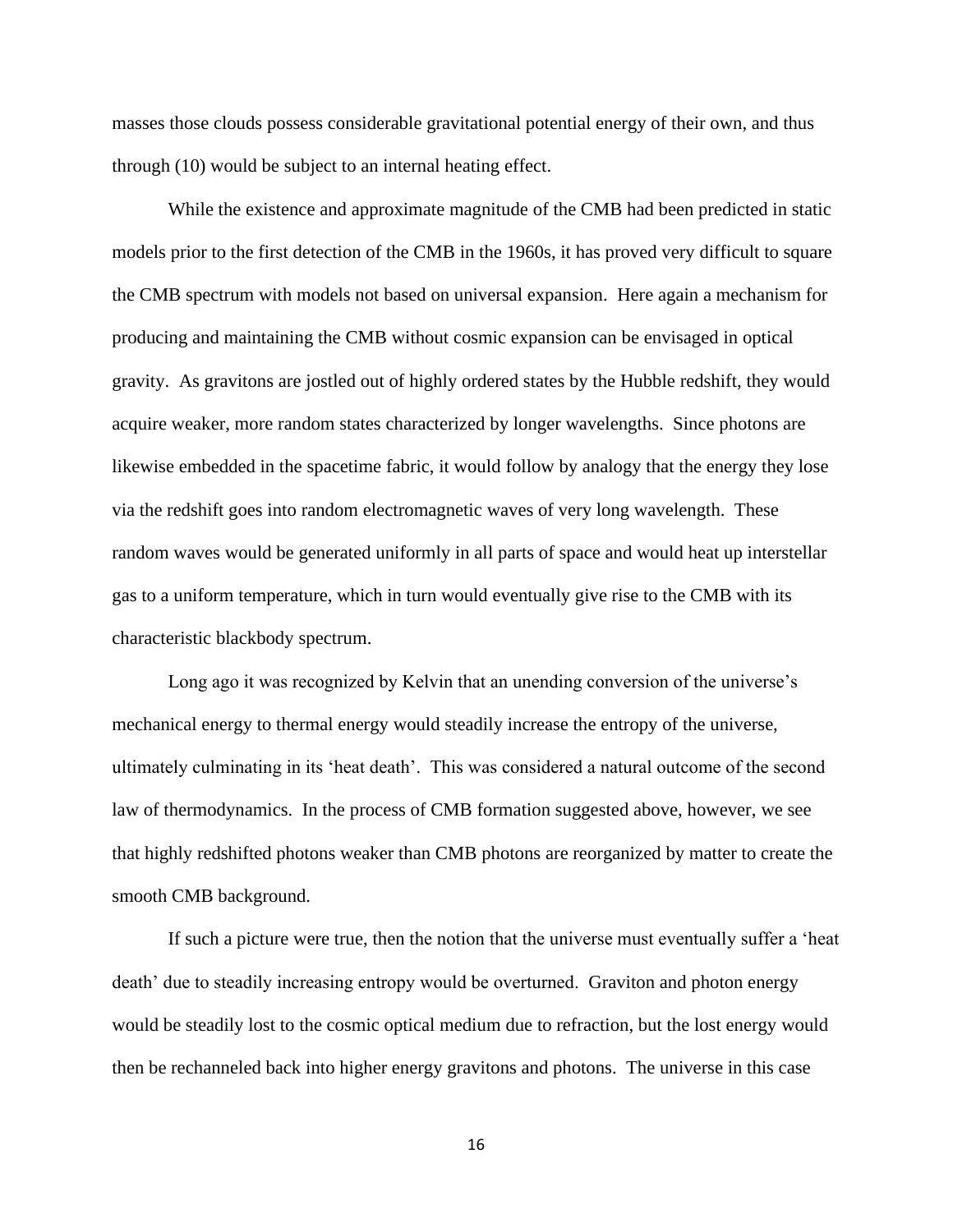masses those clouds possess considerable gravitational potential energy of their own, and thus through (10) would be subject to an internal heating effect.

While the existence and approximate magnitude of the CMB had been predicted in static models prior to the first detection of the CMB in the 1960s, it has proved very difficult to square the CMB spectrum with models not based on universal expansion. Here again a mechanism for producing and maintaining the CMB without cosmic expansion can be envisaged in optical gravity. As gravitons are jostled out of highly ordered states by the Hubble redshift, they would acquire weaker, more random states characterized by longer wavelengths. Since photons are likewise embedded in the spacetime fabric, it would follow by analogy that the energy they lose via the redshift goes into random electromagnetic waves of very long wavelength. These random waves would be generated uniformly in all parts of space and would heat up interstellar gas to a uniform temperature, which in turn would eventually give rise to the CMB with its characteristic blackbody spectrum.

Long ago it was recognized by Kelvin that an unending conversion of the universe's mechanical energy to thermal energy would steadily increase the entropy of the universe, ultimately culminating in its 'heat death'. This was considered a natural outcome of the second law of thermodynamics. In the process of CMB formation suggested above, however, we see that highly redshifted photons weaker than CMB photons are reorganized by matter to create the smooth CMB background.

If such a picture were true, then the notion that the universe must eventually suffer a 'heat death' due to steadily increasing entropy would be overturned. Graviton and photon energy would be steadily lost to the cosmic optical medium due to refraction, but the lost energy would then be rechanneled back into higher energy gravitons and photons. The universe in this case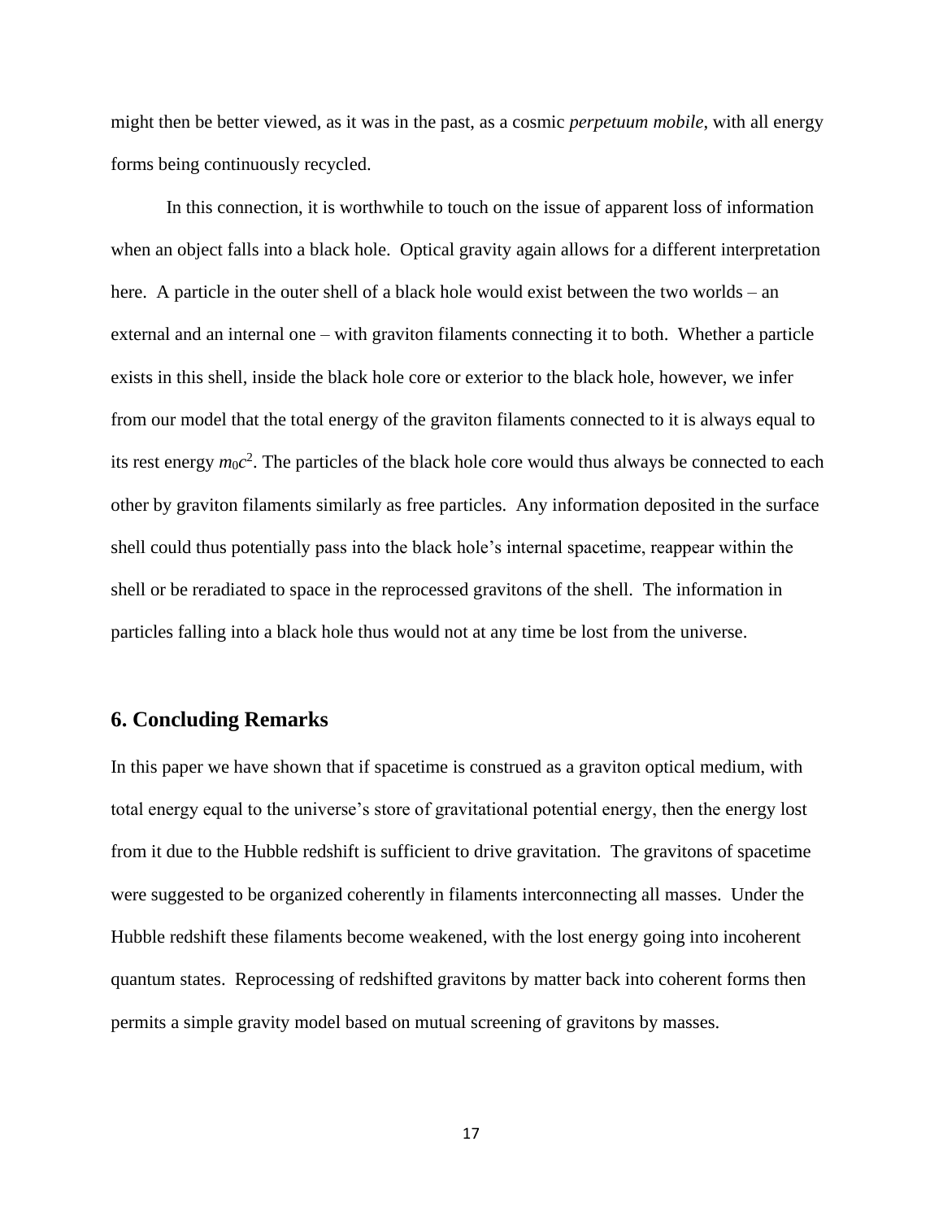might then be better viewed, as it was in the past, as a cosmic *perpetuum mobile*, with all energy forms being continuously recycled.

In this connection, it is worthwhile to touch on the issue of apparent loss of information when an object falls into a black hole. Optical gravity again allows for a different interpretation here. A particle in the outer shell of a black hole would exist between the two worlds – an external and an internal one – with graviton filaments connecting it to both. Whether a particle exists in this shell, inside the black hole core or exterior to the black hole, however, we infer from our model that the total energy of the graviton filaments connected to it is always equal to its rest energy $m_0c^2$. The particles of the black hole core would thus always be connected to each other by graviton filaments similarly as free particles. Any information deposited in the surface shell could thus potentially pass into the black hole's internal spacetime, reappear within the shell or be reradiated to space in the reprocessed gravitons of the shell. The information in particles falling into a black hole thus would not at any time be lost from the universe.

## 6. Concluding Remarks

In this paper we have shown that if spacetime is construed as a graviton optical medium, with total energy equal to the universe's store of gravitational potential energy, then the energy lost from it due to the Hubble redshift is sufficient to drive gravitation. The gravitons of spacetime were suggested to be organized coherently in filaments interconnecting all masses. Under the Hubble redshift these filaments become weakened, with the lost energy going into incoherent quantum states. Reprocessing of redshifted gravitons by matter back into coherent forms then permits a simple gravity model based on mutual screening of gravitons by masses.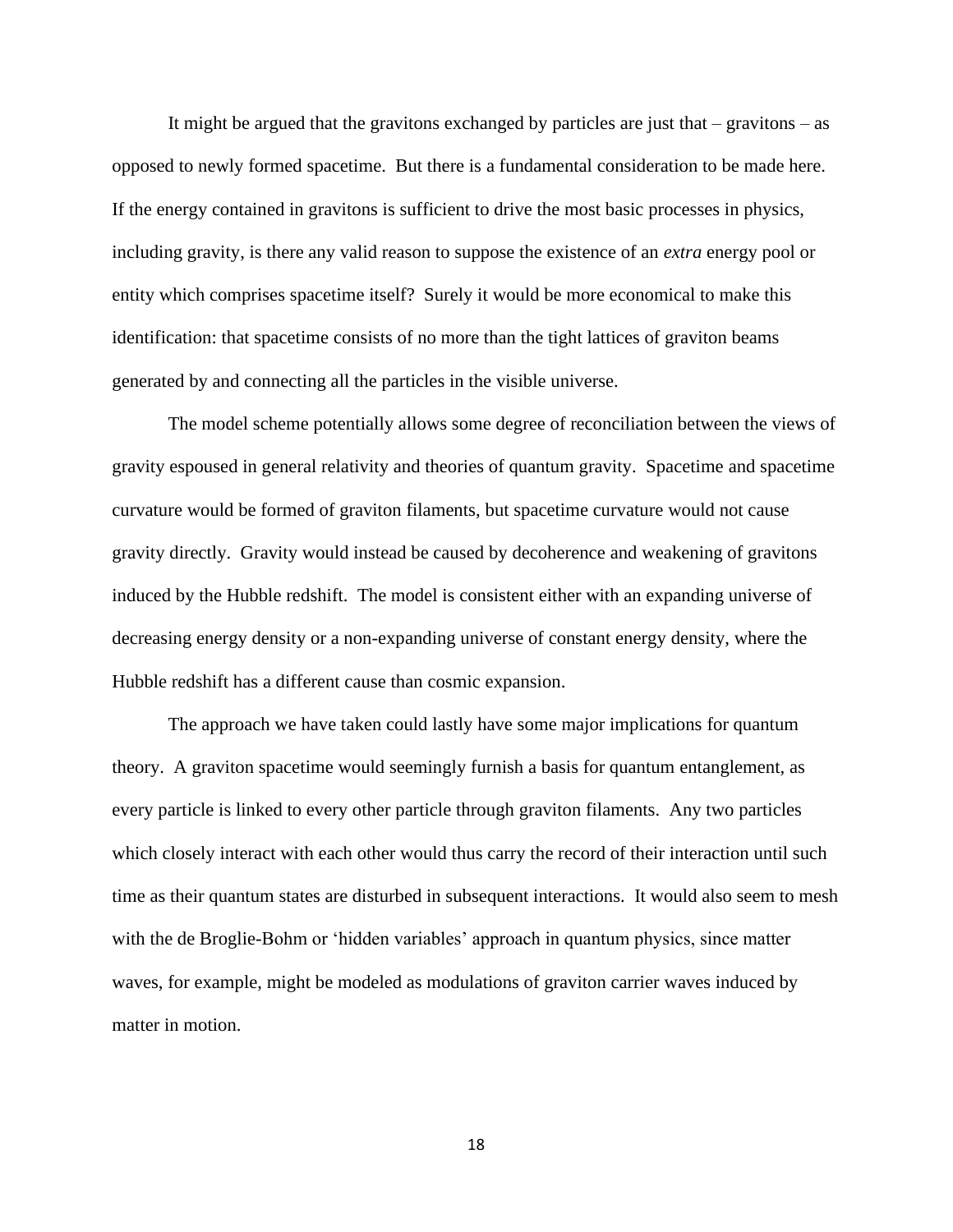It might be argued that the gravitons exchanged by particles are just that – gravitons – as opposed to newly formed spacetime. But there is a fundamental consideration to be made here. If the energy contained in gravitons is sufficient to drive the most basic processes in physics, including gravity, is there any valid reason to suppose the existence of an *extra* energy pool or entity which comprises spacetime itself? Surely it would be more economical to make this identification: that spacetime consists of no more than the tight lattices of graviton beams generated by and connecting all the particles in the visible universe.

The model scheme potentially allows some degree of reconciliation between the views of gravity espoused in general relativity and theories of quantum gravity. Spacetime and spacetime curvature would be formed of graviton filaments, but spacetime curvature would not cause gravity directly. Gravity would instead be caused by decoherence and weakening of gravitons induced by the Hubble redshift. The model is consistent either with an expanding universe of decreasing energy density or a non-expanding universe of constant energy density, where the Hubble redshift has a different cause than cosmic expansion.

The approach we have taken could lastly have some major implications for quantum theory. A graviton spacetime would seemingly furnish a basis for quantum entanglement, as every particle is linked to every other particle through graviton filaments. Any two particles which closely interact with each other would thus carry the record of their interaction until such time as their quantum states are disturbed in subsequent interactions. It would also seem to mesh with the de Broglie-Bohm or 'hidden variables' approach in quantum physics, since matter waves, for example, might be modeled as modulations of graviton carrier waves induced by matter in motion.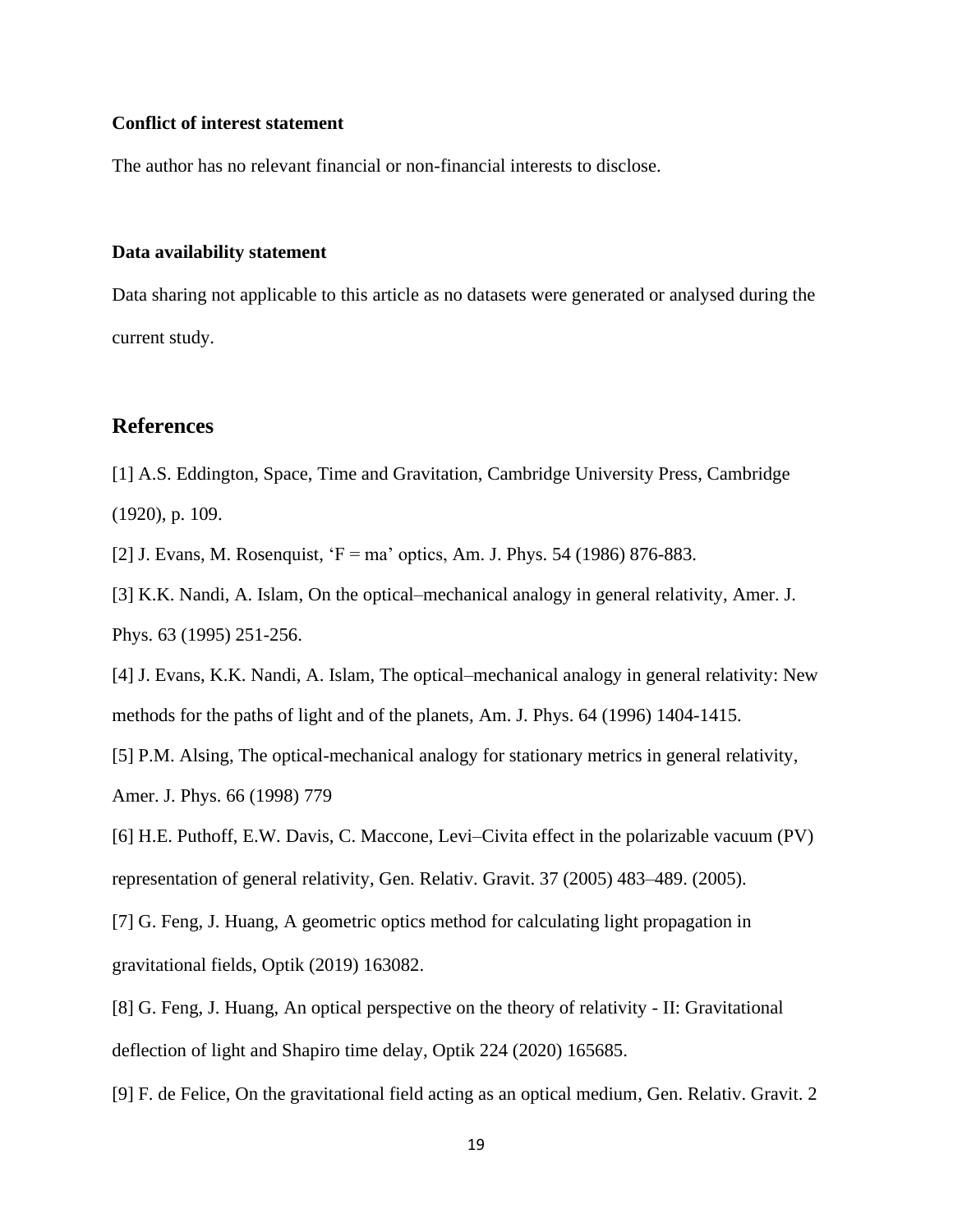#### Conflict of interest statement

The author has no relevant financial or non-financial interests to disclose.

#### Data availability statement

Data sharing not applicable to this article as no datasets were generated or analysed during the current study.

## References

[1] A.S. Eddington, Space, Time and Gravitation, Cambridge University Press, Cambridge (1920), p. 109.

[2] J. Evans, M. Rosenquist, ‘F = ma’ optics, Am. J. Phys. 54 (1986) 876-883.

[3] K.K. Nandi, A. Islam, On the optical–mechanical analogy in general relativity, Amer. J. Phys. 63 (1995) 251-256.

[4] J. Evans, K.K. Nandi, A. Islam, The optical–mechanical analogy in general relativity: New methods for the paths of light and of the planets, Am. J. Phys. 64 (1996) 1404-1415.

[5] P.M. Alsing, The optical-mechanical analogy for stationary metrics in general relativity, Amer. J. Phys. 66 (1998) 779

[6] H.E. Puthoff, E.W. Davis, C. Maccone, Levi–Civita effect in the polarizable vacuum (PV) representation of general relativity, Gen. Relativ. Gravit. 37 (2005) 483–489. (2005).

[7] G. Feng, J. Huang, A geometric optics method for calculating light propagation in gravitational fields, Optik (2019) 163082.

[8] G. Feng, J. Huang, An optical perspective on the theory of relativity - II: Gravitational deflection of light and Shapiro time delay, Optik 224 (2020) 165685.

[9] F. de Felice, On the gravitational field acting as an optical medium, Gen. Relativ. Gravit. 2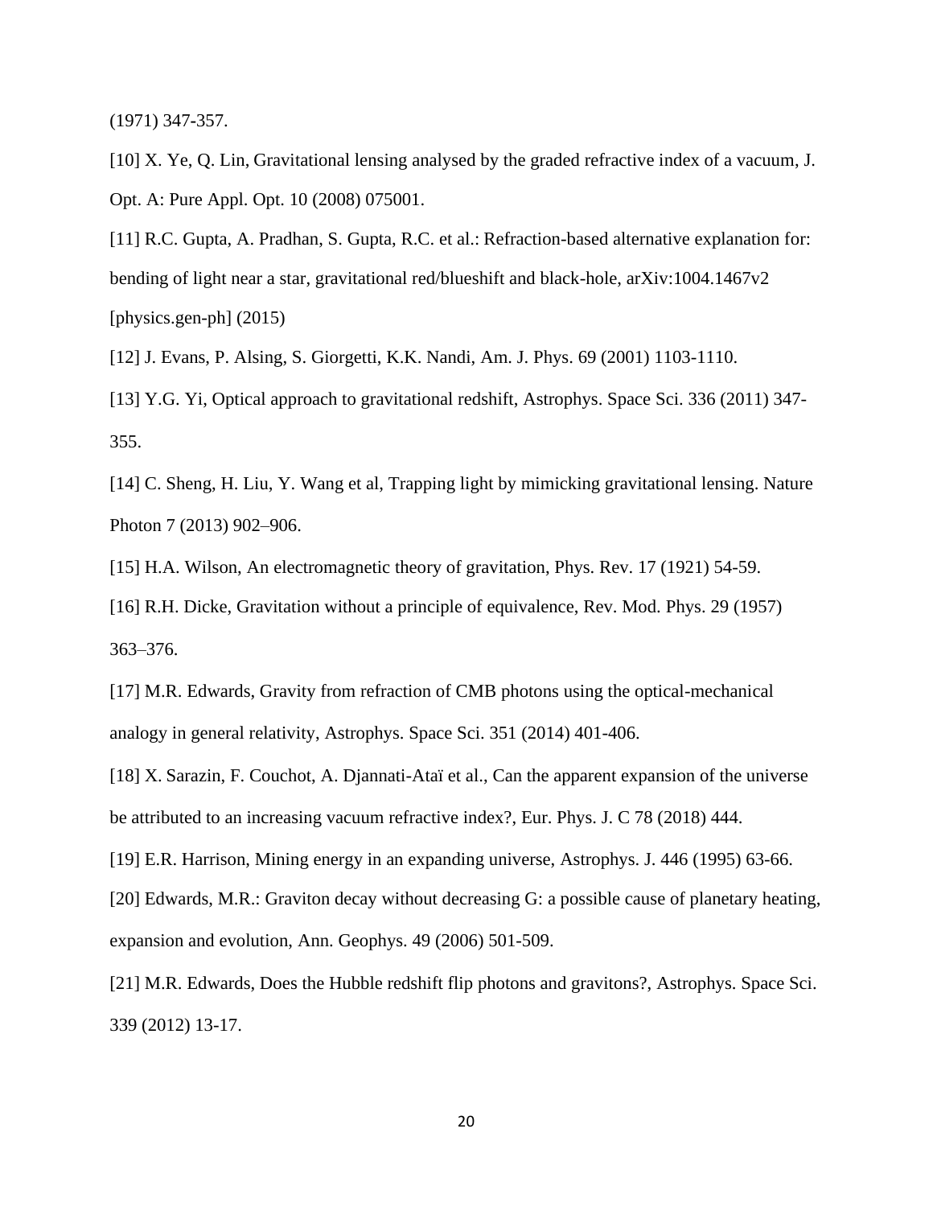(1971) 347-357.

[10] X. Ye, Q. Lin, Gravitational lensing analysed by the graded refractive index of a vacuum, J. Opt. A: Pure Appl. Opt. 10 (2008) 075001.

[11] R.C. Gupta, A. Pradhan, S. Gupta, R.C. et al.: Refraction-based alternative explanation for: bending of light near a star, gravitational red/blueshift and black-hole, arXiv:1004.1467v2 [physics.gen-ph] (2015)

[12] J. Evans, P. Alsing, S. Giorgetti, K.K. Nandi, Am. J. Phys. 69 (2001) 1103-1110.

[13] Y.G. Yi, Optical approach to gravitational redshift, Astrophys. Space Sci. 336 (2011) 347-355.

[14] C. Sheng, H. Liu, Y. Wang et al, Trapping light by mimicking gravitational lensing. Nature Photon 7 (2013) 902–906.

[15] H.A. Wilson, An electromagnetic theory of gravitation, Phys. Rev. 17 (1921) 54-59.

[16] R.H. Dicke, Gravitation without a principle of equivalence, Rev. Mod. Phys. 29 (1957) 363–376.

[17] M.R. Edwards, Gravity from refraction of CMB photons using the optical-mechanical analogy in general relativity, Astrophys. Space Sci. 351 (2014) 401-406.

[18] X. Sarazin, F. Couchot, A. Djannati-Ataï et al., Can the apparent expansion of the universe be attributed to an increasing vacuum refractive index?, Eur. Phys. J. C 78 (2018) 444.

[19] E.R. Harrison, Mining energy in an expanding universe, Astrophys. J. 446 (1995) 63-66.

[20] Edwards, M.R.: Graviton decay without decreasing G: a possible cause of planetary heating, expansion and evolution, Ann. Geophys. 49 (2006) 501-509.

[21] M.R. Edwards, Does the Hubble redshift flip photons and gravitons?, Astrophys. Space Sci. 339 (2012) 13-17.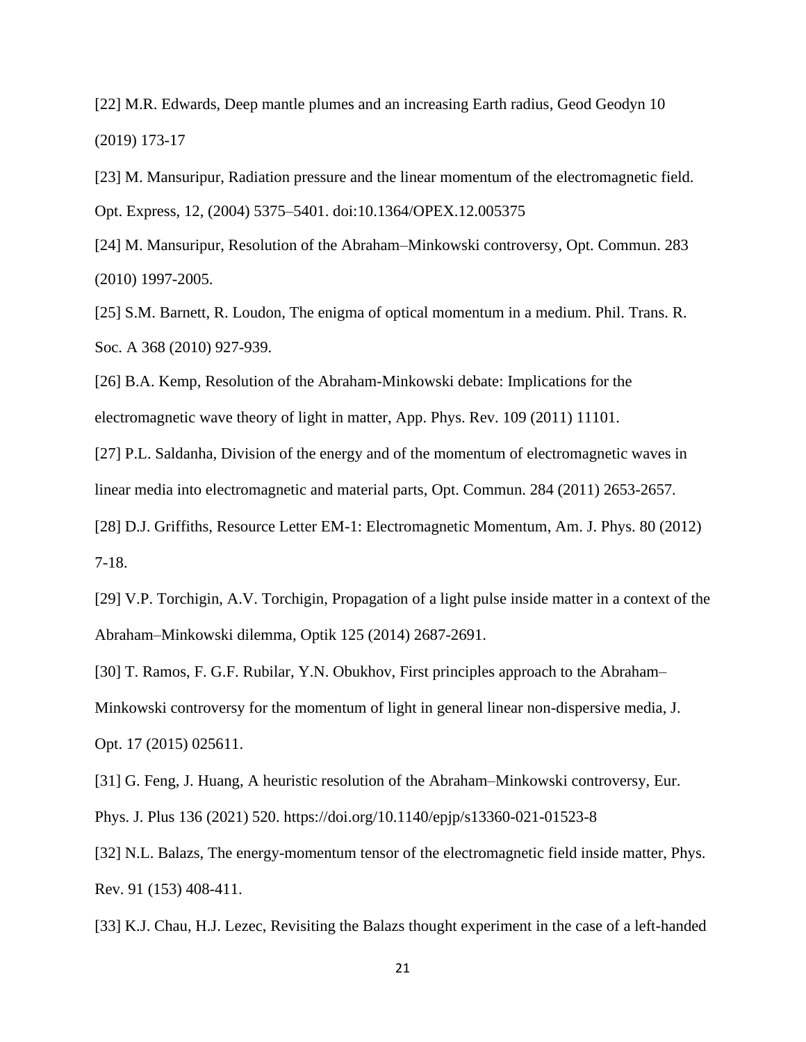[22] M.R. Edwards, Deep mantle plumes and an increasing Earth radius, Geod Geodyn 10 (2019) 173-17

[23] M. Mansuripur, Radiation pressure and the linear momentum of the electromagnetic field. Opt. Express, 12, (2004) 5375–5401. doi:10.1364/OPEX.12.005375

[24] M. Mansuripur, Resolution of the Abraham–Minkowski controversy, Opt. Commun. 283 (2010) 1997-2005.

[25] S.M. Barnett, R. Loudon, The enigma of optical momentum in a medium. Phil. Trans. R. Soc. A 368 (2010) 927-939.

[26] B.A. Kemp, Resolution of the Abraham-Minkowski debate: Implications for the electromagnetic wave theory of light in matter, App. Phys. Rev. 109 (2011) 11101.

[27] P.L. Saldanha, Division of the energy and of the momentum of electromagnetic waves in linear media into electromagnetic and material parts, Opt. Commun. 284 (2011) 2653-2657.

[28] D.J. Griffiths, Resource Letter EM-1: Electromagnetic Momentum, Am. J. Phys. 80 (2012) 7-18.

[29] V.P. Torchigin, A.V. Torchigin, Propagation of a light pulse inside matter in a context of the Abraham–Minkowski dilemma, Optik 125 (2014) 2687-2691.

[30] T. Ramos, F. G.F. Rubilar, Y.N. Obukhov, First principles approach to the Abraham–Minkowski controversy for the momentum of light in general linear non-dispersive media, J. Opt. 17 (2015) 025611.

[31] G. Feng, J. Huang, A heuristic resolution of the Abraham–Minkowski controversy, Eur. Phys. J. Plus 136 (2021) 520. https://doi.org/10.1140/epjp/s13360-021-01523-8

[32] N.L. Balazs, The energy-momentum tensor of the electromagnetic field inside matter, Phys. Rev. 91 (153) 408-411.

[33] K.J. Chau, H.J. Lezec, Revisiting the Balazs thought experiment in the case of a left-handed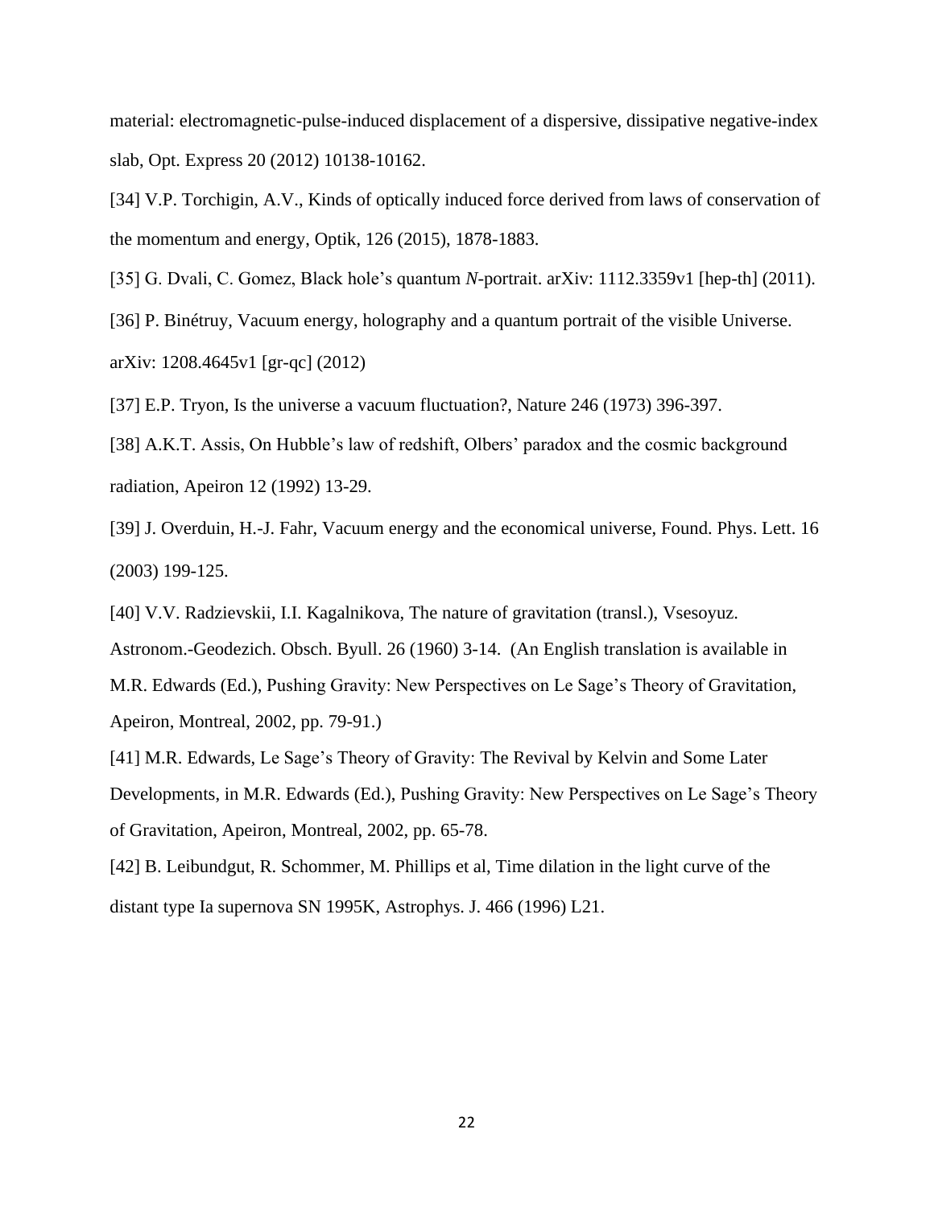material: electromagnetic-pulse-induced displacement of a dispersive, dissipative negative-index slab, Opt. Express 20 (2012) 10138-10162.

[34] V.P. Torchigin, A.V., Kinds of optically induced force derived from laws of conservation of the momentum and energy, Optik, 126 (2015), 1878-1883.

[35] G. Dvali, C. Gomez, Black hole's quantum *N*-portrait. arXiv: 1112.3359v1 [hep-th] (2011).

[36] P. Binétruy, Vacuum energy, holography and a quantum portrait of the visible Universe. arXiv: 1208.4645v1 [gr-qc] (2012)

[37] E.P. Tryon, Is the universe a vacuum fluctuation?, Nature 246 (1973) 396-397.

[38] A.K.T. Assis, On Hubble's law of redshift, Olbers' paradox and the cosmic background radiation, Apeiron 12 (1992) 13-29.

[39] J. Overduin, H.-J. Fahr, Vacuum energy and the economical universe, Found. Phys. Lett. 16 (2003) 199-125.

[40] V.V. Radzievskii, I.I. Kagalnikova, The nature of gravitation (transl.), Vsesoyuz. Astronom.-Geodezich. Obsch. Byull. 26 (1960) 3-14. (An English translation is available in M.R. Edwards (Ed.), Pushing Gravity: New Perspectives on Le Sage's Theory of Gravitation, Apeiron, Montreal, 2002, pp. 79-91.)

[41] M.R. Edwards, Le Sage's Theory of Gravity: The Revival by Kelvin and Some Later Developments, in M.R. Edwards (Ed.), Pushing Gravity: New Perspectives on Le Sage's Theory of Gravitation, Apeiron, Montreal, 2002, pp. 65-78.

[42] B. Leibundgut, R. Schommer, M. Phillips et al, Time dilation in the light curve of the distant type Ia supernova SN 1995K, Astrophys. J. 466 (1996) L21.